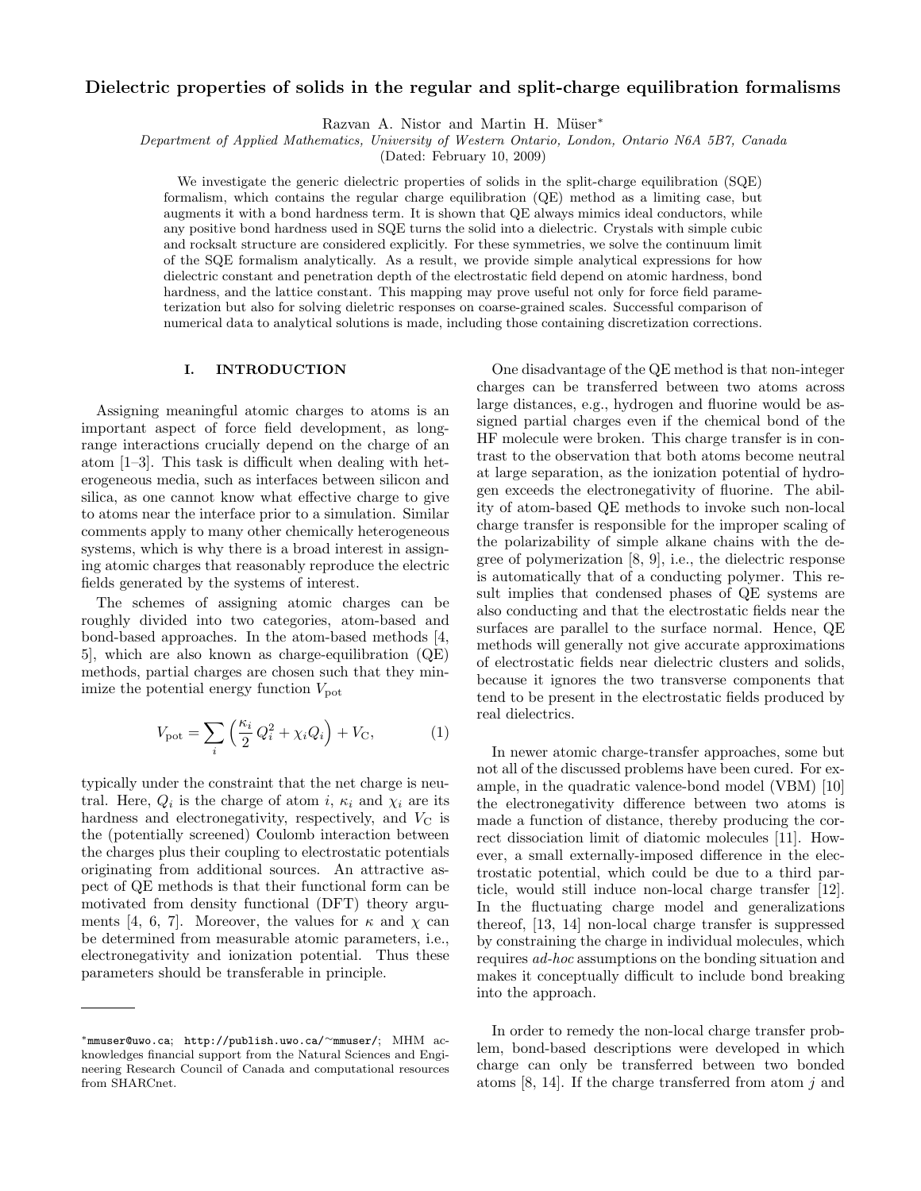# Dielectric properties of solids in the regular and split-charge equilibration formalisms

Razvan A. Nistor and Martin H. Müser*

*Department of Applied Mathematics, University of Western Ontario, London, Ontario N6A 5B7, Canada*

(Dated: February 10, 2009)

We investigate the generic dielectric properties of solids in the split-charge equilibration (SQE) formalism, which contains the regular charge equilibration (QE) method as a limiting case, but augments it with a bond hardness term. It is shown that QE always mimics ideal conductors, while any positive bond hardness used in SQE turns the solid into a dielectric. Crystals with simple cubic and rocksalt structure are considered explicitly. For these symmetries, we solve the continuum limit of the SQE formalism analytically. As a result, we provide simple analytical expressions for how dielectric constant and penetration depth of the electrostatic field depend on atomic hardness, bond hardness, and the lattice constant. This mapping may prove useful not only for force field parameterization but also for solving dieletric responses on coarse-grained scales. Successful comparison of numerical data to analytical solutions is made, including those containing discretization corrections.

## I. INTRODUCTION

Assigning meaningful atomic charges to atoms is an important aspect of force field development, as long-range interactions crucially depend on the charge of an atom [1–3]. This task is difficult when dealing with heterogeneous media, such as interfaces between silicon and silica, as one cannot know what effective charge to give to atoms near the interface prior to a simulation. Similar comments apply to many other chemically heterogeneous systems, which is why there is a broad interest in assigning atomic charges that reasonably reproduce the electric fields generated by the systems of interest.

The schemes of assigning atomic charges can be roughly divided into two categories, atom-based and bond-based approaches. In the atom-based methods [4, 5], which are also known as charge-equilibration (QE) methods, partial charges are chosen such that they minimize the potential energy function $V_{\rm pot}$

$$V_{\rm pot} = \sum_i \left( \frac{\kappa_i}{2} Q_i^2 + \chi_i Q_i \right) + V_{\rm C}, \tag{1}$$

typically under the constraint that the net charge is neutral. Here, $Q_i$ is the charge of atom $i$, $\kappa_i$ and $\chi_i$ are its hardness and electronegativity, respectively, and $V_{\rm C}$ is the (potentially screened) Coulomb interaction between the charges plus their coupling to electrostatic potentials originating from additional sources. An attractive aspect of QE methods is that their functional form can be motivated from density functional (DFT) theory arguments [4, 6, 7]. Moreover, the values for $\kappa$ and $\chi$ can be determined from measurable atomic parameters, i.e., electronegativity and ionization potential. Thus these parameters should be transferable in principle.

One disadvantage of the QE method is that non-integer charges can be transferred between two atoms across large distances, e.g., hydrogen and fluorine would be assigned partial charges even if the chemical bond of the HF molecule were broken. This charge transfer is in contrast to the observation that both atoms become neutral at large separation, as the ionization potential of hydrogen exceeds the electronegativity of fluorine. The ability of atom-based QE methods to invoke such non-local charge transfer is responsible for the improper scaling of the polarizability of simple alkane chains with the degree of polymerization [8, 9], i.e., the dielectric response is automatically that of a conducting polymer. This result implies that condensed phases of QE systems are also conducting and that the electrostatic fields near the surfaces are parallel to the surface normal. Hence, QE methods will generally not give accurate approximations of electrostatic fields near dielectric clusters and solids, because it ignores the two transverse components that tend to be present in the electrostatic fields produced by real dielectrics.

In newer atomic charge-transfer approaches, some but not all of the discussed problems have been cured. For example, in the quadratic valence-bond model (VBM) [10] the electronegativity difference between two atoms is made a function of distance, thereby producing the correct dissociation limit of diatomic molecules [11]. However, a small externally-imposed difference in the electrostatic potential, which could be due to a third particle, would still induce non-local charge transfer [12]. In the fluctuating charge model and generalizations thereof, [13, 14] non-local charge transfer is suppressed by constraining the charge in individual molecules, which requires *ad-hoc* assumptions on the bonding situation and makes it conceptually difficult to include bond breaking into the approach.

In order to remedy the non-local charge transfer problem, bond-based descriptions were developed in which charge can only be transferred between two bonded atoms [8, 14]. If the charge transferred from atom $j$ and

---

*mmuser@uwo.ca; http://publish.uwo.ca/~mmuser/; MHM acknowledges financial support from the Natural Sciences and Engineering Research Council of Canada and computational resources from SHARCnet.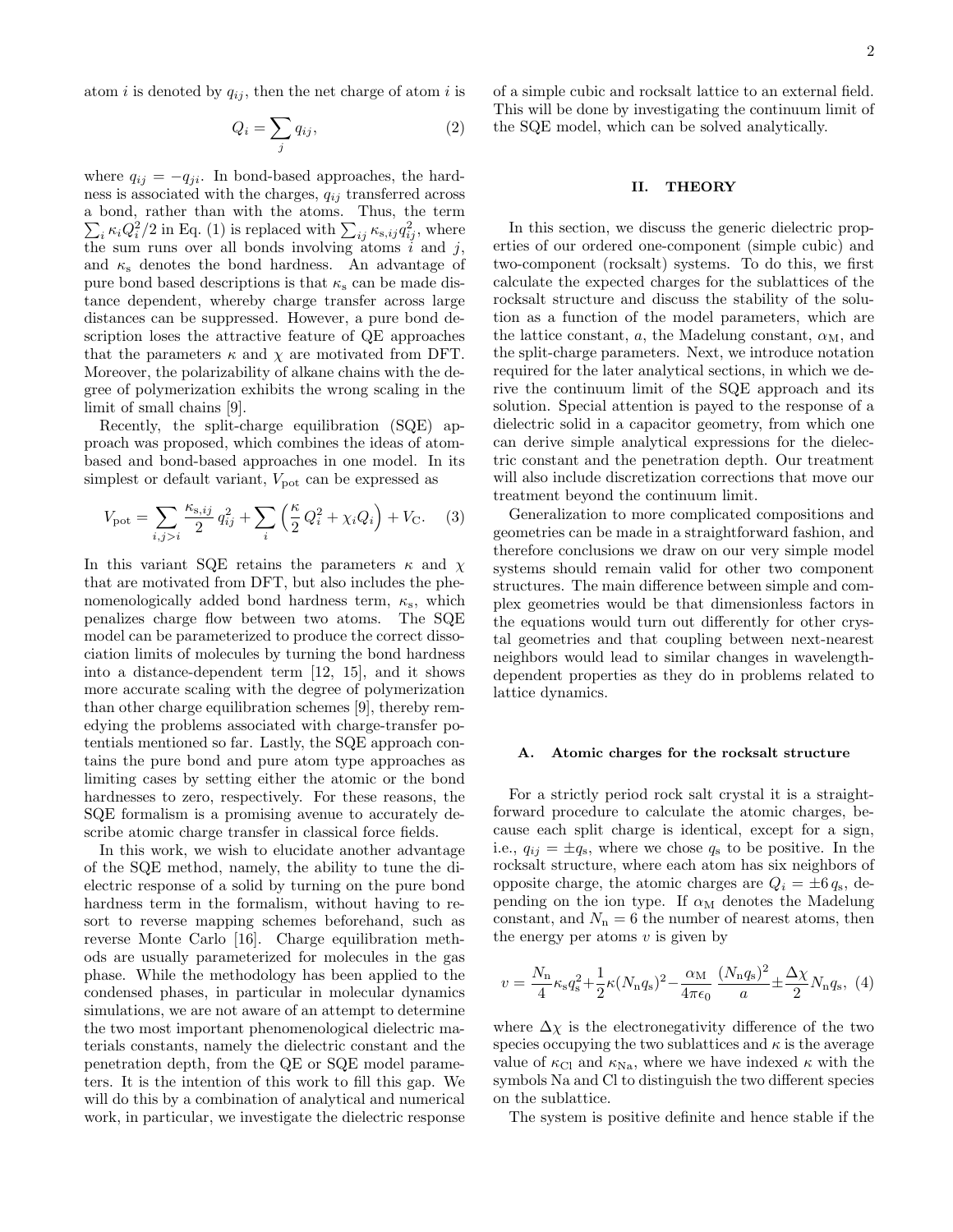atom $i$ is denoted by $q_{ij}$, then the net charge of atom $i$ is

$$Q_i = \sum_j q_{ij}, \tag{2}$$

where $q_{ij} = -q_{ji}$. In bond-based approaches, the hardness is associated with the charges, $q_{ij}$ transferred across a bond, rather than with the atoms. Thus, the term $\sum_i \kappa_i Q_i^2/2$ in Eq. (1) is replaced with $\sum_{ij} \kappa_{\mathrm{s},ij} q_{ij}^2$, where the sum runs over all bonds involving atoms $i$ and $j$, and $\kappa_{\mathrm{s}}$ denotes the bond hardness. An advantage of pure bond based descriptions is that $\kappa_{\mathrm{s}}$ can be made distance dependent, whereby charge transfer across large distances can be suppressed. However, a pure bond description loses the attractive feature of QE approaches that the parameters $\kappa$ and $\chi$ are motivated from DFT. Moreover, the polarizability of alkane chains with the degree of polymerization exhibits the wrong scaling in the limit of small chains [9].

Recently, the split-charge equilibration (SQE) approach was proposed, which combines the ideas of atom-based and bond-based approaches in one model. In its simplest or default variant, $V_{\mathrm{pot}}$ can be expressed as

$$V_{\mathrm{pot}} = \sum_{i,j>i} \frac{\kappa_{\mathrm{s},ij}}{2} q_{ij}^2 + \sum_i \left( \frac{\kappa}{2} Q_i^2 + \chi_i Q_i \right) + V_{\mathrm{C}}. \tag{3}$$

In this variant SQE retains the parameters $\kappa$ and $\chi$ that are motivated from DFT, but also includes the phenomenologically added bond hardness term, $\kappa_{\mathrm{s}}$, which penalizes charge flow between two atoms. The SQE model can be parameterized to produce the correct dissociation limits of molecules by turning the bond hardness into a distance-dependent term [12, 15], and it shows more accurate scaling with the degree of polymerization than other charge equilibration schemes [9], thereby remedying the problems associated with charge-transfer potentials mentioned so far. Lastly, the SQE approach contains the pure bond and pure atom type approaches as limiting cases by setting either the atomic or the bond hardnesses to zero, respectively. For these reasons, the SQE formalism is a promising avenue to accurately describe atomic charge transfer in classical force fields.

In this work, we wish to elucidate another advantage of the SQE method, namely, the ability to tune the dielectric response of a solid by turning on the pure bond hardness term in the formalism, without having to resort to reverse mapping schemes beforehand, such as reverse Monte Carlo [16]. Charge equilibration methods are usually parameterized for molecules in the gas phase. While the methodology has been applied to the condensed phases, in particular in molecular dynamics simulations, we are not aware of an attempt to determine the two most important phenomenological dielectric materials constants, namely the dielectric constant and the penetration depth, from the QE or SQE model parameters. It is the intention of this work to fill this gap. We will do this by a combination of analytical and numerical work, in particular, we investigate the dielectric response of a simple cubic and rocksalt lattice to an external field. This will be done by investigating the continuum limit of the SQE model, which can be solved analytically.

## II. THEORY

In this section, we discuss the generic dielectric properties of our ordered one-component (simple cubic) and two-component (rocksalt) systems. To do this, we first calculate the expected charges for the sublattices of the rocksalt structure and discuss the stability of the solution as a function of the model parameters, which are the lattice constant, $a$, the Madelung constant, $\alpha_{\mathrm{M}}$, and the split-charge parameters. Next, we introduce notation required for the later analytical sections, in which we derive the continuum limit of the SQE approach and its solution. Special attention is payed to the response of a dielectric solid in a capacitor geometry, from which one can derive simple analytical expressions for the dielectric constant and the penetration depth. Our treatment will also include discretization corrections that move our treatment beyond the continuum limit.

Generalization to more complicated compositions and geometries can be made in a straightforward fashion, and therefore conclusions we draw on our very simple model systems should remain valid for other two component structures. The main difference between simple and complex geometries would be that dimensionless factors in the equations would turn out differently for other crystal geometries and that coupling between next-nearest neighbors would lead to similar changes in wavelength-dependent properties as they do in problems related to lattice dynamics.

### A. Atomic charges for the rocksalt structure

For a strictly period rock salt crystal it is a straightforward procedure to calculate the atomic charges, because each split charge is identical, except for a sign, i.e., $q_{ij} = \pm q_{\mathrm{s}}$, where we chose $q_{\mathrm{s}}$ to be positive. In the rocksalt structure, where each atom has six neighbors of opposite charge, the atomic charges are $Q_i = \pm 6\, q_{\mathrm{s}}$, depending on the ion type. If $\alpha_{\mathrm{M}}$ denotes the Madelung constant, and $N_{\mathrm{n}} = 6$ the number of nearest atoms, then the energy per atoms $v$ is given by

$$v = \frac{N_{\mathrm{n}}}{4} \kappa_{\mathrm{s}} q_{\mathrm{s}}^2 + \frac{1}{2} \kappa (N_{\mathrm{n}} q_{\mathrm{s}})^2 - \frac{\alpha_{\mathrm{M}}}{4\pi\epsilon_0} \frac{(N_{\mathrm{n}} q_{\mathrm{s}})^2}{a} \pm \frac{\Delta\chi}{2} N_{\mathrm{n}} q_{\mathrm{s}}, \tag{4}$$

where $\Delta\chi$ is the electronegativity difference of the two species occupying the two sublattices and $\kappa$ is the average value of $\kappa_{\mathrm{Cl}}$ and $\kappa_{\mathrm{Na}}$, where we have indexed $\kappa$ with the symbols Na and Cl to distinguish the two different species on the sublattice.

The system is positive definite and hence stable if the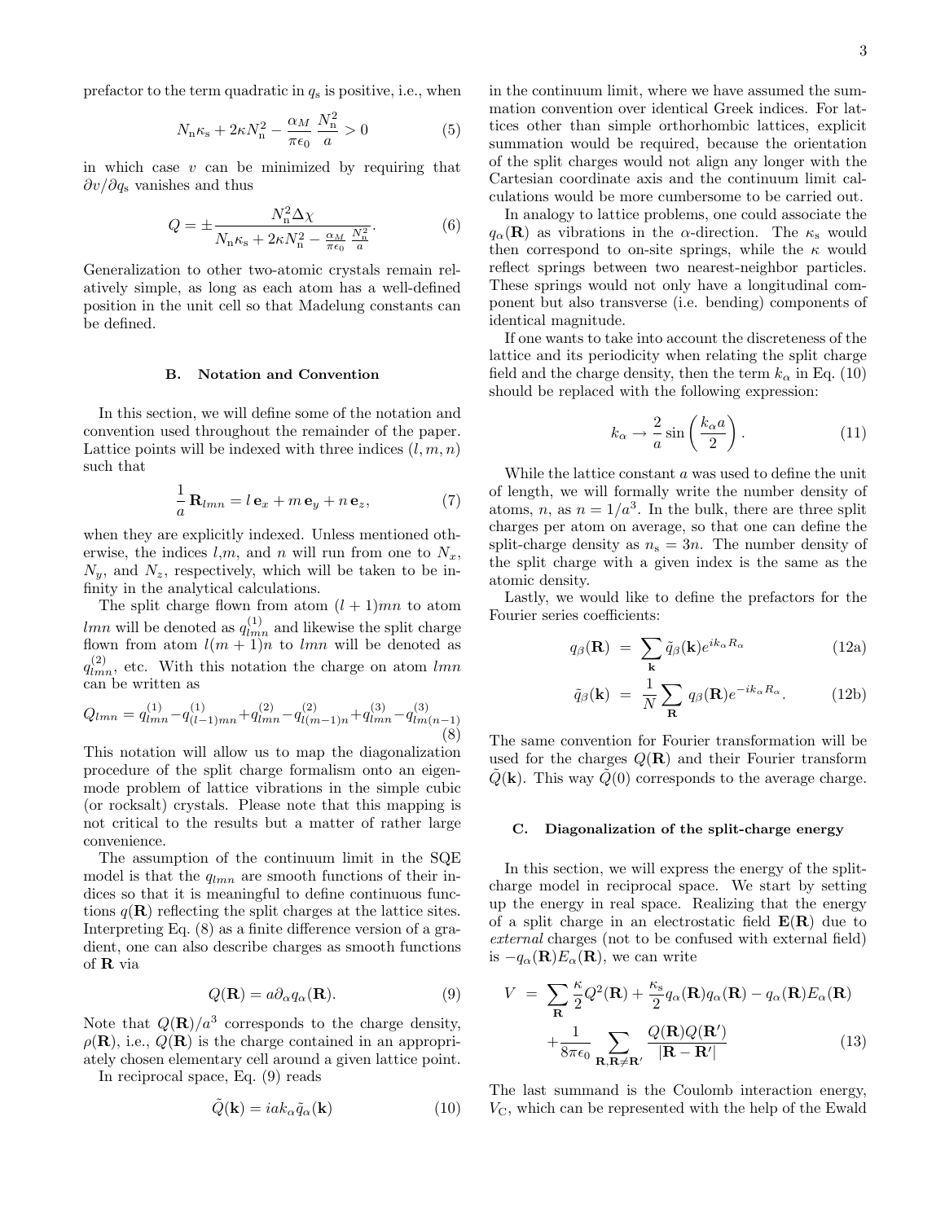prefactor to the term quadratic in $q_s$ is positive, i.e., when

$$N_n \kappa_s + 2\kappa N_n^2 - \frac{\alpha_M}{\pi\epsilon_0}\frac{N_n^2}{a} > 0 \tag{5}$$

in which case $v$ can be minimized by requiring that $\partial v/\partial q_s$ vanishes and thus

$$Q = \pm \frac{N_n^2 \Delta\chi}{N_n \kappa_s + 2\kappa N_n^2 - \frac{\alpha_M}{\pi\epsilon_0}\frac{N_n^2}{a}}. \tag{6}$$

Generalization to other two-atomic crystals remain relatively simple, as long as each atom has a well-defined position in the unit cell so that Madelung constants can be defined.

### B. Notation and Convention

In this section, we will define some of the notation and convention used throughout the remainder of the paper. Lattice points will be indexed with three indices $(l, m, n)$ such that

$$\frac{1}{a}\mathbf{R}_{lmn} = l\,\mathbf{e}_x + m\,\mathbf{e}_y + n\,\mathbf{e}_z, \tag{7}$$

when they are explicitly indexed. Unless mentioned otherwise, the indices $l$,$m$, and $n$ will run from one to $N_x$, $N_y$, and $N_z$, respectively, which will be taken to be infinity in the analytical calculations.

The split charge flown from atom $(l+1)mn$ to atom $lmn$ will be denoted as $q^{(1)}_{lmn}$ and likewise the split charge flown from atom $l(m+1)n$ to $lmn$ will be denoted as $q^{(2)}_{lmn}$, etc. With this notation the charge on atom $lmn$ can be written as

$$Q_{lmn} = q^{(1)}_{lmn} - q^{(1)}_{(l-1)mn} + q^{(2)}_{lmn} - q^{(2)}_{l(m-1)n} + q^{(3)}_{lmn} - q^{(3)}_{lm(n-1)} \tag{8}$$

This notation will allow us to map the diagonalization procedure of the split charge formalism onto an eigenmode problem of lattice vibrations in the simple cubic (or rocksalt) crystals. Please note that this mapping is not critical to the results but a matter of rather large convenience.

The assumption of the continuum limit in the SQE model is that the $q_{lmn}$ are smooth functions of their indices so that it is meaningful to define continuous functions $q(\mathbf{R})$ reflecting the split charges at the lattice sites. Interpreting Eq. (8) as a finite difference version of a gradient, one can also describe charges as smooth functions of $\mathbf{R}$ via

$$Q(\mathbf{R}) = a\partial_\alpha q_\alpha(\mathbf{R}). \tag{9}$$

Note that $Q(\mathbf{R})/a^3$ corresponds to the charge density, $\rho(\mathbf{R})$, i.e., $Q(\mathbf{R})$ is the charge contained in an appropriately chosen elementary cell around a given lattice point.

In reciprocal space, Eq. (9) reads

$$\tilde{Q}(\mathbf{k}) = iak_\alpha \tilde{q}_\alpha(\mathbf{k}) \tag{10}$$

in the continuum limit, where we have assumed the summation convention over identical Greek indices. For lattices other than simple orthorhombic lattices, explicit summation would be required, because the orientation of the split charges would not align any longer with the Cartesian coordinate axis and the continuum limit calculations would be more cumbersome to be carried out.

In analogy to lattice problems, one could associate the $q_\alpha(\mathbf{R})$ as vibrations in the $\alpha$-direction. The $\kappa_s$ would then correspond to on-site springs, while the $\kappa$ would reflect springs between two nearest-neighbor particles. These springs would not only have a longitudinal component but also transverse (i.e. bending) components of identical magnitude.

If one wants to take into account the discreteness of the lattice and its periodicity when relating the split charge field and the charge density, then the term $k_\alpha$ in Eq. (10) should be replaced with the following expression:

$$k_\alpha \to \frac{2}{a}\sin\left(\frac{k_\alpha a}{2}\right). \tag{11}$$

While the lattice constant $a$ was used to define the unit of length, we will formally write the number density of atoms, $n$, as $n = 1/a^3$. In the bulk, there are three split charges per atom on average, so that one can define the split-charge density as $n_s = 3n$. The number density of the split charge with a given index is the same as the atomic density.

Lastly, we would like to define the prefactors for the Fourier series coefficients:

$$q_\beta(\mathbf{R}) = \sum_{\mathbf{k}} \tilde{q}_\beta(\mathbf{k}) e^{ik_\alpha R_\alpha} \tag{12a}$$

$$\tilde{q}_\beta(\mathbf{k}) = \frac{1}{N}\sum_{\mathbf{R}} q_\beta(\mathbf{R}) e^{-ik_\alpha R_\alpha}. \tag{12b}$$

The same convention for Fourier transformation will be used for the charges $Q(\mathbf{R})$ and their Fourier transform $\tilde{Q}(\mathbf{k})$. This way $\tilde{Q}(0)$ corresponds to the average charge.

### C. Diagonalization of the split-charge energy

In this section, we will express the energy of the split-charge model in reciprocal space. We start by setting up the energy in real space. Realizing that the energy of a split charge in an electrostatic field $\mathbf{E}(\mathbf{R})$ due to *external* charges (not to be confused with external field) is $-q_\alpha(\mathbf{R})E_\alpha(\mathbf{R})$, we can write

$$V = \sum_{\mathbf{R}} \frac{\kappa}{2}Q^2(\mathbf{R}) + \frac{\kappa_s}{2}q_\alpha(\mathbf{R})q_\alpha(\mathbf{R}) - q_\alpha(\mathbf{R})E_\alpha(\mathbf{R}) + \frac{1}{8\pi\epsilon_0}\sum_{\mathbf{R},\mathbf{R}\neq\mathbf{R}'}\frac{Q(\mathbf{R})Q(\mathbf{R}')}{|\mathbf{R}-\mathbf{R}'|} \tag{13}$$

The last summand is the Coulomb interaction energy, $V_C$, which can be represented with the help of the Ewald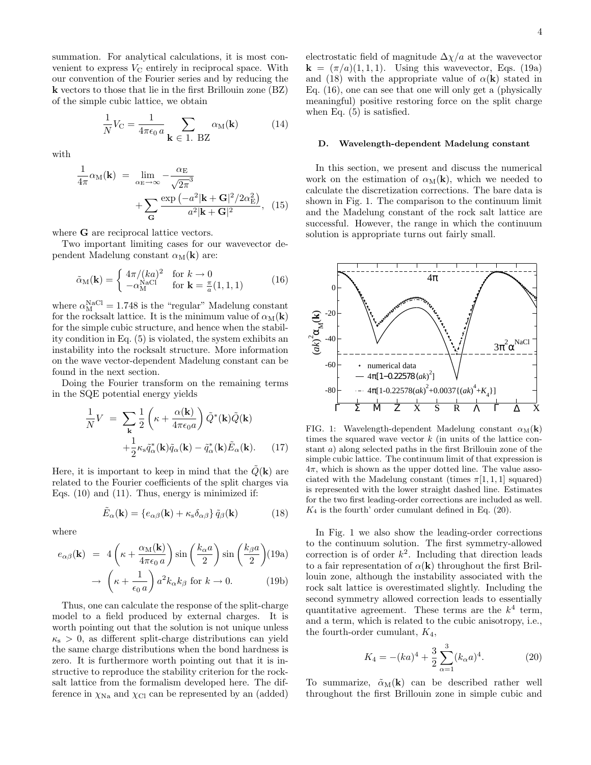summation. For analytical calculations, it is most convenient to express $V_{\rm C}$ entirely in reciprocal space. With our convention of the Fourier series and by reducing the $\mathbf{k}$ vectors to those that lie in the first Brillouin zone (BZ) of the simple cubic lattice, we obtain

$$\frac{1}{N}V_{\rm C} = \frac{1}{4\pi\epsilon_0\, a} \sum_{\mathbf{k}\,\in\,1.\ \rm BZ} \alpha_{\rm M}(\mathbf{k}) \tag{14}$$

with

$$\frac{1}{4\pi}\alpha_{\rm M}(\mathbf{k}) = \lim_{\alpha_{\rm E}\to\infty} -\frac{\alpha_{\rm E}}{\sqrt{2\pi}^3} + \sum_{\mathbf{G}} \frac{\exp\left(-a^2|\mathbf{k}+\mathbf{G}|^2/2\alpha_{\rm E}^2\right)}{a^2|\mathbf{k}+\mathbf{G}|^2}, \tag{15}$$

where $\mathbf{G}$ are reciprocal lattice vectors.

Two important limiting cases for our wavevector dependent Madelung constant $\alpha_{\rm M}(\mathbf{k})$ are:

$$\tilde{\alpha}_{\rm M}(\mathbf{k}) = \begin{cases} 4\pi/(ka)^2 & \text{for } k\to 0 \\ -\alpha_{\rm M}^{\rm NaCl} & \text{for } \mathbf{k} = \frac{\pi}{a}(1,1,1) \end{cases} \tag{16}$$

where $\alpha_{\rm M}^{\rm NaCl} = 1.748$ is the "regular" Madelung constant for the rocksalt lattice. It is the minimum value of $\alpha_{\rm M}(\mathbf{k})$ for the simple cubic structure, and hence when the stability condition in Eq. (5) is violated, the system exhibits an instability into the rocksalt structure. More information on the wave vector-dependent Madelung constant can be found in the next section.

Doing the Fourier transform on the remaining terms in the SQE potential energy yields

$$\frac{1}{N}V = \sum_{\mathbf{k}} \frac{1}{2}\left(\kappa + \frac{\alpha(\mathbf{k})}{4\pi\epsilon_0 a}\right)\tilde{Q}^*(\mathbf{k})\tilde{Q}(\mathbf{k}) + \frac{1}{2}\kappa_{\rm s}\tilde{q}^*_\alpha(\mathbf{k})\tilde{q}_\alpha(\mathbf{k}) - \tilde{q}^*_\alpha(\mathbf{k})\tilde{E}_\alpha(\mathbf{k}). \tag{17}$$

Here, it is important to keep in mind that the $\tilde{Q}(\mathbf{k})$ are related to the Fourier coefficients of the split charges via Eqs. (10) and (11). Thus, energy is minimized if:

$$\tilde{E}_\alpha(\mathbf{k}) = \{e_{\alpha\beta}(\mathbf{k}) + \kappa_{\rm s}\delta_{\alpha\beta}\}\,\tilde{q}_\beta(\mathbf{k}) \tag{18}$$

where

$$e_{\alpha\beta}(\mathbf{k}) = 4\left(\kappa + \frac{\alpha_{\rm M}(\mathbf{k})}{4\pi\epsilon_0\, a}\right)\sin\left(\frac{k_\alpha a}{2}\right)\sin\left(\frac{k_\beta a}{2}\right) \tag{19a}$$

$$\to \left(\kappa + \frac{1}{\epsilon_0\, a}\right)a^2 k_\alpha k_\beta \text{ for } k\to 0. \tag{19b}$$

Thus, one can calculate the response of the split-charge model to a field produced by external charges. It is worth pointing out that the solution is not unique unless $\kappa_{\rm s} > 0$, as different split-charge distributions can yield the same charge distributions when the bond hardness is zero. It is furthermore worth pointing out that it is instructive to reproduce the stability criterion for the rocksalt lattice from the formalism developed here. The difference in $\chi_{\rm Na}$ and $\chi_{\rm Cl}$ can be represented by an (added) electrostatic field of magnitude $\Delta\chi/a$ at the wavevector $\mathbf{k} = (\pi/a)(1,1,1)$. Using this wavevector, Eqs. (19a) and (18) with the appropriate value of $\alpha(\mathbf{k})$ stated in Eq. (16), one can see that one will only get a (physically meaningful) positive restoring force on the split charge when Eq. (5) is satisfied.

### D. Wavelength-dependent Madelung constant

In this section, we present and discuss the numerical work on the estimation of $\alpha_{\rm M}(\mathbf{k})$, which we needed to calculate the discretization corrections. The bare data is shown in Fig. 1. The comparison to the continuum limit and the Madelung constant of the rock salt lattice are successful. However, the range in which the continuum solution is appropriate turns out fairly small.

FIG. 1: Wavelength-dependent Madelung constant $\alpha_{\rm M}(\mathbf{k})$ times the squared wave vector $k$ (in units of the lattice constant $a$) along selected paths in the first Brillouin zone of the simple cubic lattice. The continuum limit of that expression is $4\pi$, which is shown as the upper dotted line. The value associated with the Madelung constant (times $\pi[1,1,1]$ squared) is represented with the lower straight dashed line. Estimates for the two first leading-order corrections are included as well. $K_4$ is the fourth' order cumulant defined in Eq. (20).

In Fig. 1 we also show the leading-order corrections to the continuum solution. The first symmetry-allowed correction is of order $k^2$. Including that direction leads to a fair representation of $\alpha(\mathbf{k})$ throughout the first Brillouin zone, although the instability associated with the rock salt lattice is overestimated slightly. Including the second symmetry allowed correction leads to essentially quantitative agreement. These terms are the $k^4$ term, and a term, which is related to the cubic anisotropy, i.e., the fourth-order cumulant, $K_4$,

$$K_4 = -(ka)^4 + \frac{3}{2}\sum_{\alpha=1}^{3}(k_\alpha a)^4. \tag{20}$$

To summarize, $\tilde{\alpha}_{\rm M}(\mathbf{k})$ can be described rather well throughout the first Brillouin zone in simple cubic and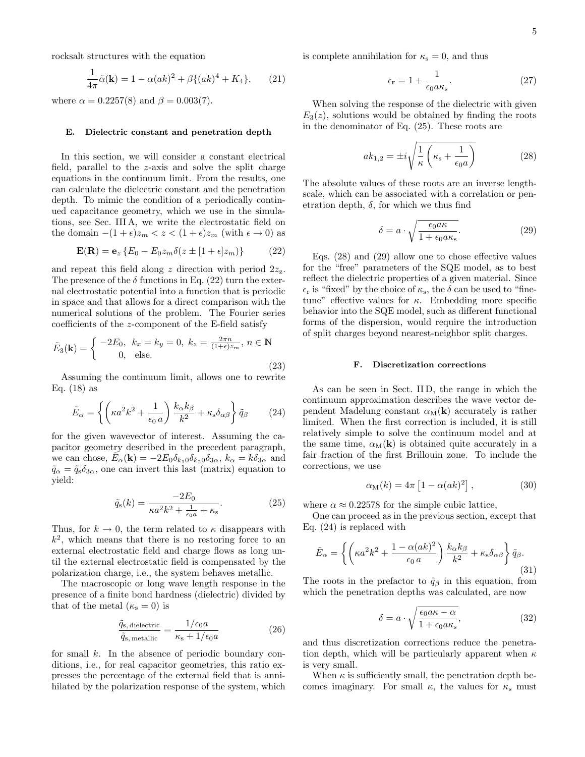rocksalt structures with the equation

$$\frac{1}{4\pi}\tilde{\alpha}(\mathbf{k}) = 1 - \alpha(ak)^2 + \beta\{(ak)^4 + K_4\}, \tag{21}$$

where $\alpha = 0.2257(8)$ and $\beta = 0.003(7)$.

### E. Dielectric constant and penetration depth

In this section, we will consider a constant electrical field, parallel to the $z$-axis and solve the split charge equations in the continuum limit. From the results, one can calculate the dielectric constant and the penetration depth. To mimic the condition of a periodically continued capacitance geometry, which we use in the simulations, see Sec. III A, we write the electrostatic field on the domain $-(1+\epsilon)z_m < z < (1+\epsilon)z_m$ (with $\epsilon \to 0$) as

$$\mathbf{E}(\mathbf{R}) = \mathbf{e}_z \left\{E_0 - E_0 z_m \delta(z \pm [1+\epsilon] z_m)\right\} \tag{22}$$

and repeat this field along $z$ direction with period $2z_z$. The presence of the $\delta$ functions in Eq. (22) turn the external electrostatic potential into a function that is periodic in space and that allows for a direct comparison with the numerical solutions of the problem. The Fourier series coefficients of the $z$-component of the E-field satisfy

$$\tilde{E}_3(\mathbf{k}) = \begin{cases} -2E_0, & k_x = k_y = 0,\ k_z = \frac{2\pi n}{(1+\epsilon)z_m},\ n \in \mathbb{N} \\ 0, & \text{else.} \end{cases} \tag{23}$$

Assuming the continuum limit, allows one to rewrite Eq. (18) as

$$\tilde{E}_\alpha = \left\{ \left( \kappa a^2 k^2 + \frac{1}{\epsilon_0\, a} \right) \frac{k_\alpha k_\beta}{k^2} + \kappa_\mathrm{s} \delta_{\alpha\beta} \right\} \tilde{q}_\beta \tag{24}$$

for the given wavevector of interest. Assuming the capacitor geometry described in the precedent paragraph, we can chose, $\tilde{E}_\alpha(\mathbf{k}) = -2E_0 \delta_{k_1 0} \delta_{k_2 0} \delta_{3\alpha}$, $k_\alpha = k\delta_{3\alpha}$ and $\tilde{q}_\alpha = \tilde{q}_\mathrm{s} \delta_{3\alpha}$, one can invert this last (matrix) equation to yield:

$$\tilde{q}_\mathrm{s}(k) = \frac{-2E_0}{\kappa a^2 k^2 + \frac{1}{\epsilon_0 a} + \kappa_\mathrm{s}}. \tag{25}$$

Thus, for $k \to 0$, the term related to $\kappa$ disappears with $k^2$, which means that there is no restoring force to an external electrostatic field and charge flows as long until the external electrostatic field is compensated by the polarization charge, i.e., the system behaves metallic.

The macroscopic or long wave length response in the presence of a finite bond hardness (dielectric) divided by that of the metal ($\kappa_\mathrm{s} = 0$) is

$$\frac{\tilde{q}_{\mathrm{s,\,dielectric}}}{\tilde{q}_{\mathrm{s,\,metallic}}} = \frac{1/\epsilon_0 a}{\kappa_\mathrm{s} + 1/\epsilon_0 a} \tag{26}$$

for small $k$. In the absence of periodic boundary conditions, i.e., for real capacitor geometries, this ratio expresses the percentage of the external field that is annihilated by the polarization response of the system, which is complete annihilation for $\kappa_\mathrm{s} = 0$, and thus

$$\epsilon_\mathbf{r} = 1 + \frac{1}{\epsilon_0 a \kappa_\mathrm{s}}. \tag{27}$$

When solving the response of the dielectric with given $E_3(z)$, solutions would be obtained by finding the roots in the denominator of Eq. (25). These roots are

$$ak_{1,2} = \pm i \sqrt{\frac{1}{\kappa}\left(\kappa_\mathrm{s} + \frac{1}{\epsilon_0 a}\right)} \tag{28}$$

The absolute values of these roots are an inverse length-scale, which can be associated with a correlation or penetration depth, $\delta$, for which we thus find

$$\delta = a \cdot \sqrt{\frac{\epsilon_0 a \kappa}{1 + \epsilon_0 a \kappa_\mathrm{s}}}. \tag{29}$$

Eqs. (28) and (29) allow one to chose effective values for the "free" parameters of the SQE model, as to best reflect the dielectric properties of a given material. Since $\epsilon_\mathrm{r}$ is "fixed" by the choice of $\kappa_\mathrm{s}$, the $\delta$ can be used to "fine-tune" effective values for $\kappa$. Embedding more specific behavior into the SQE model, such as different functional forms of the dispersion, would require the introduction of split charges beyond nearest-neighbor split charges.

### F. Discretization corrections

As can be seen in Sect. II D, the range in which the continuum approximation describes the wave vector dependent Madelung constant $\alpha_\mathrm{M}(\mathbf{k})$ accurately is rather limited. When the first correction is included, it is still relatively simple to solve the continuum model and at the same time, $\alpha_\mathrm{M}(\mathbf{k})$ is obtained quite accurately in a fair fraction of the first Brillouin zone. To include the corrections, we use

$$\alpha_\mathrm{M}(k) = 4\pi\left[1 - \alpha(ak)^2\right], \tag{30}$$

where $\alpha \approx 0.22578$ for the simple cubic lattice,

One can proceed as in the previous section, except that Eq. (24) is replaced with

$$\tilde{E}_\alpha = \left\{ \left( \kappa a^2 k^2 + \frac{1 - \alpha(ak)^2}{\epsilon_0\, a} \right) \frac{k_\alpha k_\beta}{k^2} + \kappa_\mathrm{s} \delta_{\alpha\beta} \right\} \tilde{q}_\beta. \tag{31}$$

The roots in the prefactor to $\tilde{q}_\beta$ in this equation, from which the penetration depths was calculated, are now

$$\delta = a \cdot \sqrt{\frac{\epsilon_0 a \kappa - \alpha}{1 + \epsilon_0 a \kappa_\mathrm{s}}}, \tag{32}$$

and thus discretization corrections reduce the penetration depth, which will be particularly apparent when $\kappa$ is very small.

When $\kappa$ is sufficiently small, the penetration depth becomes imaginary. For small $\kappa$, the values for $\kappa_\mathrm{s}$ must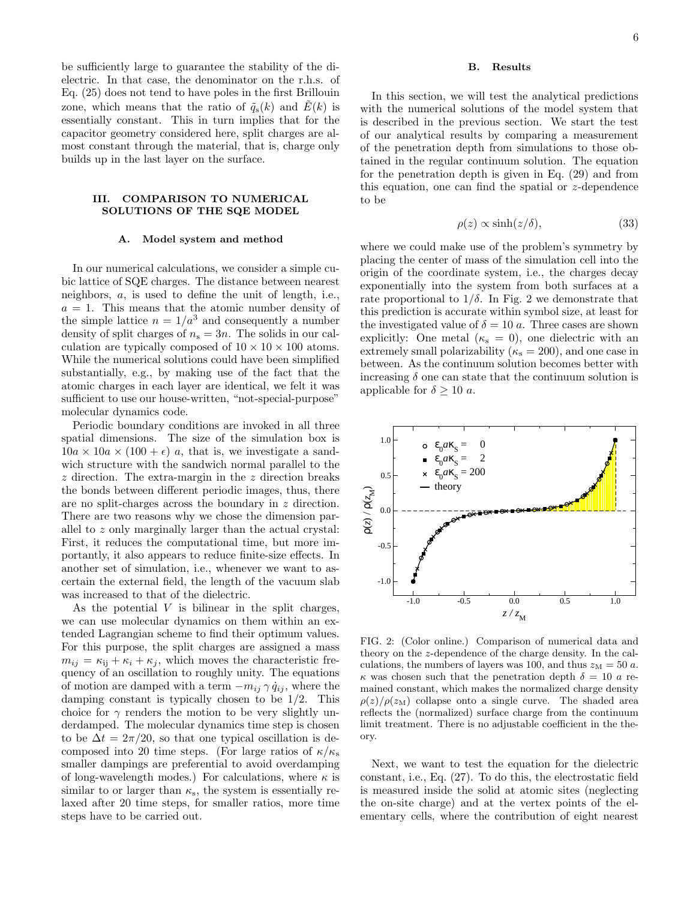be sufficiently large to guarantee the stability of the dielectric. In that case, the denominator on the r.h.s. of Eq. (25) does not tend to have poles in the first Brillouin zone, which essentially means that the ratio of $\tilde{q}_s(k)$ and $\tilde{E}(k)$ is essentially constant. This in turn implies that for the capacitor geometry considered here, split charges are almost constant through the material, that is, charge only builds up in the last layer on the surface.

## III. COMPARISON TO NUMERICAL SOLUTIONS OF THE SQE MODEL

### A. Model system and method

In our numerical calculations, we consider a simple cubic lattice of SQE charges. The distance between nearest neighbors, $a$, is used to define the unit of length, i.e., $a = 1$. This means that the atomic number density of the simple lattice $n = 1/a^3$ and consequently a number density of split charges of $n_s = 3n$. The solids in our calculation are typically composed of $10 \times 10 \times 100$ atoms. While the numerical solutions could have been simplified substantially, e.g., by making use of the fact that the atomic charges in each layer are identical, we felt it was sufficient to use our house-written, "not-special-purpose" molecular dynamics code.

Periodic boundary conditions are invoked in all three spatial dimensions. The size of the simulation box is $10a \times 10a \times (100 + \epsilon)\ a$, that is, we investigate a sandwich structure with the sandwich normal parallel to the $z$ direction. The extra-margin in the $z$ direction breaks the bonds between different periodic images, thus, there are no split-charges across the boundary in $z$ direction. There are two reasons why we chose the dimension parallel to $z$ only marginally larger than the actual crystal: First, it reduces the computational time, but more importantly, it also appears to reduce finite-size effects. In another set of simulation, i.e., whenever we want to ascertain the external field, the length of the vacuum slab was increased to that of the dielectric.

As the potential $V$ is bilinear in the split charges, we can use molecular dynamics on them within an extended Lagrangian scheme to find their optimum values. For this purpose, the split charges are assigned a mass $m_{ij} = \kappa_{ij} + \kappa_i + \kappa_j$, which moves the characteristic frequency of an oscillation to roughly unity. The equations of motion are damped with a term $-m_{ij}\,\gamma\,\dot{q}_{ij}$, where the damping constant is typically chosen to be 1/2. This choice for $\gamma$ renders the motion to be very slightly underdamped. The molecular dynamics time step is chosen to be $\Delta t = 2\pi/20$, so that one typical oscillation is decomposed into 20 time steps. (For large ratios of $\kappa/\kappa_s$ smaller dampings are preferential to avoid overdamping of long-wavelength modes.) For calculations, where $\kappa$ is similar to or larger than $\kappa_s$, the system is essentially relaxed after 20 time steps, for smaller ratios, more time steps have to be carried out.

### B. Results

In this section, we will test the analytical predictions with the numerical solutions of the model system that is described in the previous section. We start the test of our analytical results by comparing a measurement of the penetration depth from simulations to those obtained in the regular continuum solution. The equation for the penetration depth is given in Eq. (29) and from this equation, one can find the spatial or $z$-dependence to be

$$\rho(z) \propto \sinh(z/\delta), \tag{33}$$

where we could make use of the problem's symmetry by placing the center of mass of the simulation cell into the origin of the coordinate system, i.e., the charges decay exponentially into the system from both surfaces at a rate proportional to $1/\delta$. In Fig. 2 we demonstrate that this prediction is accurate within symbol size, at least for the investigated value of $\delta = 10\ a$. Three cases are shown explicitly: One metal ($\kappa_s = 0$), one dielectric with an extremely small polarizability ($\kappa_s = 200$), and one case in between. As the continuum solution becomes better with increasing $\delta$ one can state that the continuum solution is applicable for $\delta \geq 10\ a$.

FIG. 2: (Color online.) Comparison of numerical data and theory on the $z$-dependence of the charge density. In the calculations, the numbers of layers was 100, and thus $z_M = 50\ a$. $\kappa$ was chosen such that the penetration depth $\delta = 10\ a$ remained constant, which makes the normalized charge density $\rho(z)/\rho(z_M)$ collapse onto a single curve. The shaded area reflects the (normalized) surface charge from the continuum limit treatment. There is no adjustable coefficient in the theory.

Next, we want to test the equation for the dielectric constant, i.e., Eq. (27). To do this, the electrostatic field is measured inside the solid at atomic sites (neglecting the on-site charge) and at the vertex points of the elementary cells, where the contribution of eight nearest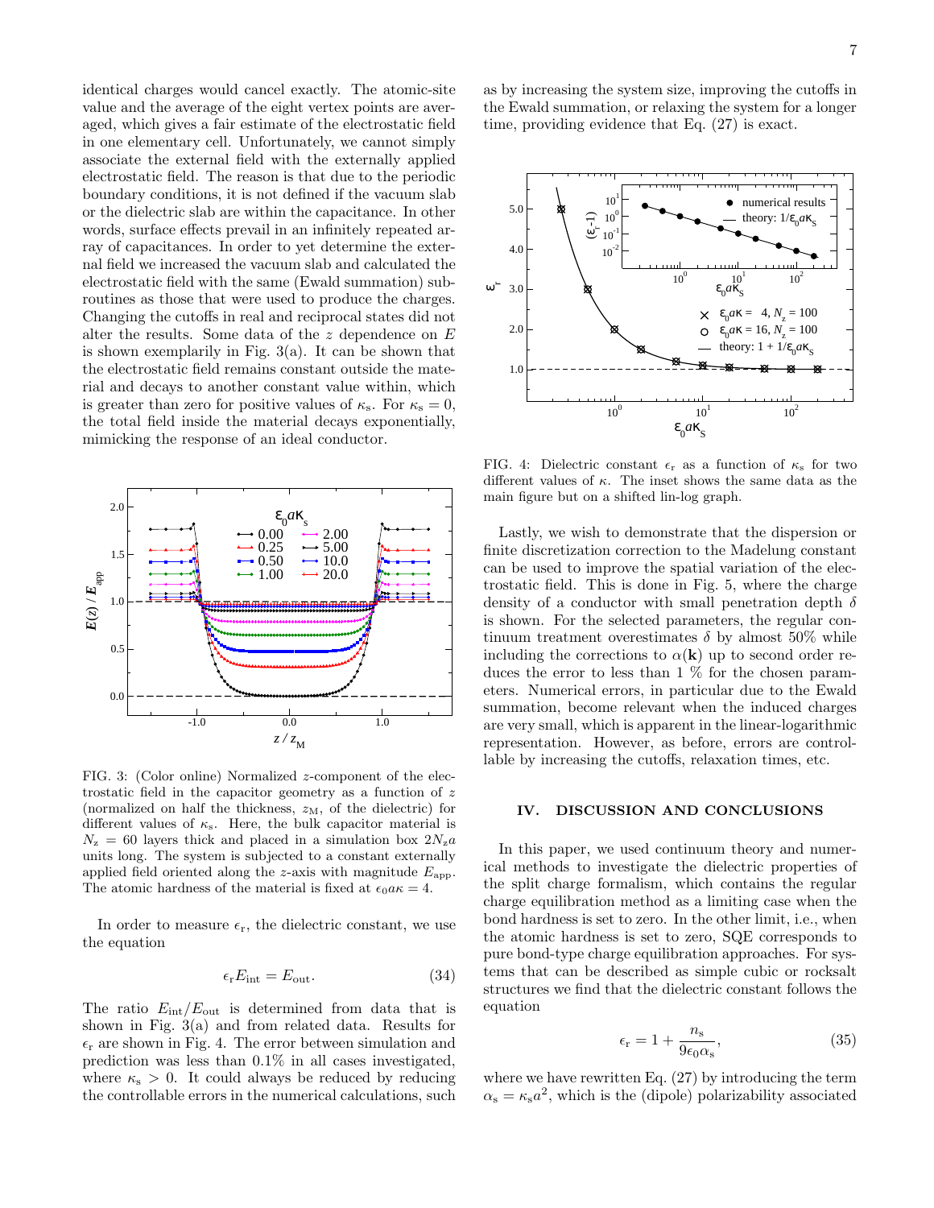identical charges would cancel exactly. The atomic-site value and the average of the eight vertex points are averaged, which gives a fair estimate of the electrostatic field in one elementary cell. Unfortunately, we cannot simply associate the external field with the externally applied electrostatic field. The reason is that due to the periodic boundary conditions, it is not defined if the vacuum slab or the dielectric slab are within the capacitance. In other words, surface effects prevail in an infinitely repeated array of capacitances. In order to yet determine the external field we increased the vacuum slab and calculated the electrostatic field with the same (Ewald summation) subroutines as those that were used to produce the charges. Changing the cutoffs in real and reciprocal states did not alter the results. Some data of the $z$ dependence on $E$ is shown exemplarily in Fig. 3(a). It can be shown that the electrostatic field remains constant outside the material and decays to another constant value within, which is greater than zero for positive values of $\kappa_s$. For $\kappa_s = 0$, the total field inside the material decays exponentially, mimicking the response of an ideal conductor.

FIG. 3: (Color online) Normalized $z$-component of the electrostatic field in the capacitor geometry as a function of $z$ (normalized on half the thickness, $z_M$, of the dielectric) for different values of $\kappa_s$. Here, the bulk capacitor material is $N_z = 60$ layers thick and placed in a simulation box $2N_z a$ units long. The system is subjected to a constant externally applied field oriented along the $z$-axis with magnitude $E_{app}$. The atomic hardness of the material is fixed at $\epsilon_0 a\kappa = 4$.

In order to measure $\epsilon_r$, the dielectric constant, we use the equation

$$\epsilon_r E_{int} = E_{out}. \tag{34}$$

The ratio $E_{int}/E_{out}$ is determined from data that is shown in Fig. 3(a) and from related data. Results for $\epsilon_r$ are shown in Fig. 4. The error between simulation and prediction was less than 0.1% in all cases investigated, where $\kappa_s > 0$. It could always be reduced by reducing the controllable errors in the numerical calculations, such as by increasing the system size, improving the cutoffs in the Ewald summation, or relaxing the system for a longer time, providing evidence that Eq. (27) is exact.

FIG. 4: Dielectric constant $\epsilon_r$ as a function of $\kappa_s$ for two different values of $\kappa$. The inset shows the same data as the main figure but on a shifted lin-log graph.

Lastly, we wish to demonstrate that the dispersion or finite discretization correction to the Madelung constant can be used to improve the spatial variation of the electrostatic field. This is done in Fig. 5, where the charge density of a conductor with small penetration depth $\delta$ is shown. For the selected parameters, the regular continuum treatment overestimates $\delta$ by almost 50% while including the corrections to $\alpha(\mathbf{k})$ up to second order reduces the error to less than 1 % for the chosen parameters. Numerical errors, in particular due to the Ewald summation, become relevant when the induced charges are very small, which is apparent in the linear-logarithmic representation. However, as before, errors are controllable by increasing the cutoffs, relaxation times, etc.

## IV. DISCUSSION AND CONCLUSIONS

In this paper, we used continuum theory and numerical methods to investigate the dielectric properties of the split charge formalism, which contains the regular charge equilibration method as a limiting case when the bond hardness is set to zero. In the other limit, i.e., when the atomic hardness is set to zero, SQE corresponds to pure bond-type charge equilibration approaches. For systems that can be described as simple cubic or rocksalt structures we find that the dielectric constant follows the equation

$$\epsilon_r = 1 + \frac{n_s}{9\epsilon_0 \alpha_s}, \tag{35}$$

where we have rewritten Eq. (27) by introducing the term $\alpha_s = \kappa_s a^2$, which is the (dipole) polarizability associated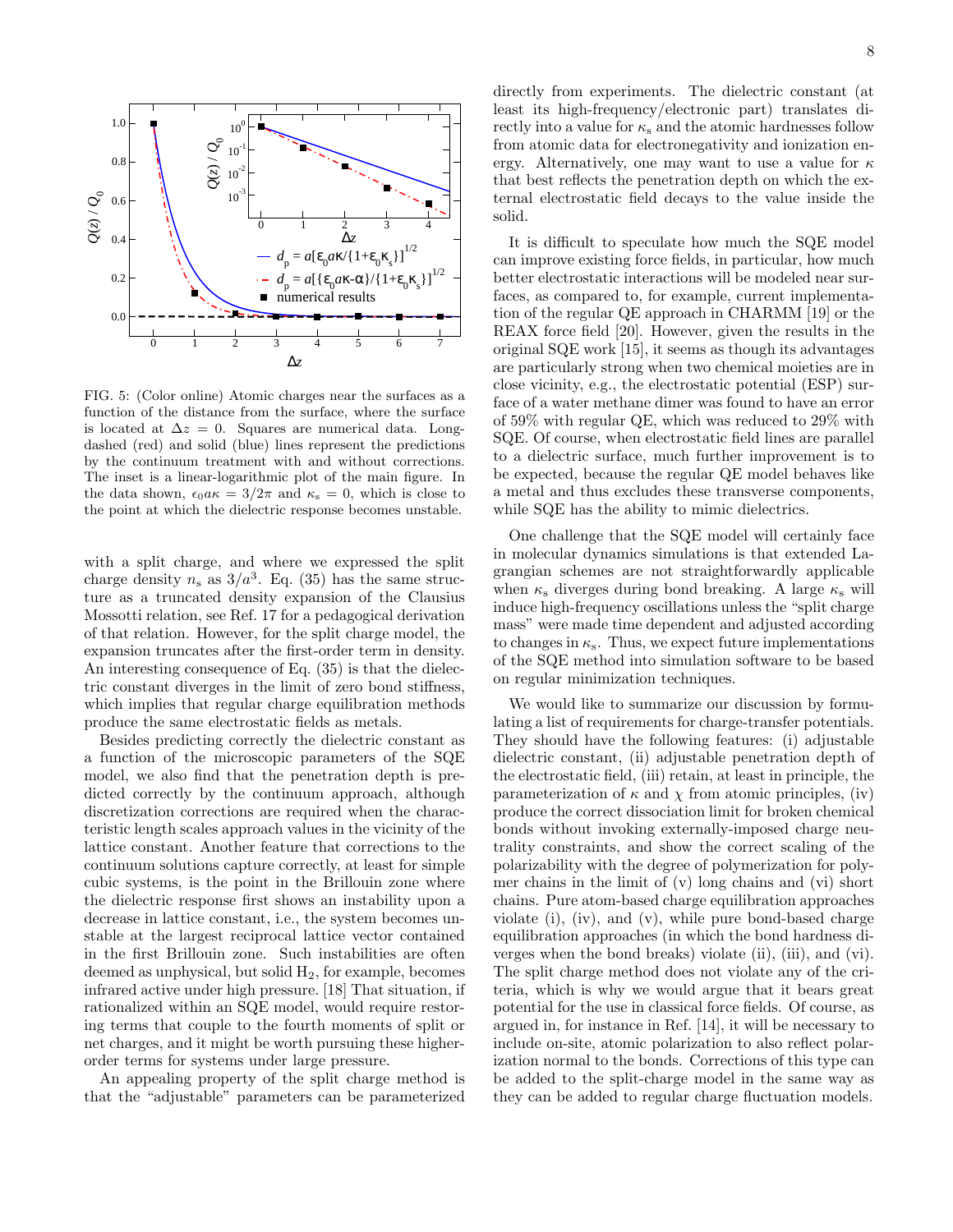FIG. 5: (Color online) Atomic charges near the surfaces as a function of the distance from the surface, where the surface is located at $\Delta z = 0$. Squares are numerical data. Long-dashed (red) and solid (blue) lines represent the predictions by the continuum treatment with and without corrections. The inset is a linear-logarithmic plot of the main figure. In the data shown, $\epsilon_0 a\kappa = 3/2\pi$ and $\kappa_s = 0$, which is close to the point at which the dielectric response becomes unstable.

with a split charge, and where we expressed the split charge density $n_s$ as $3/a^3$. Eq. (35) has the same structure as a truncated density expansion of the Clausius Mossotti relation, see Ref. 17 for a pedagogical derivation of that relation. However, for the split charge model, the expansion truncates after the first-order term in density. An interesting consequence of Eq. (35) is that the dielectric constant diverges in the limit of zero bond stiffness, which implies that regular charge equilibration methods produce the same electrostatic fields as metals.

Besides predicting correctly the dielectric constant as a function of the microscopic parameters of the SQE model, we also find that the penetration depth is predicted correctly by the continuum approach, although discretization corrections are required when the characteristic length scales approach values in the vicinity of the lattice constant. Another feature that corrections to the continuum solutions capture correctly, at least for simple cubic systems, is the point in the Brillouin zone where the dielectric response first shows an instability upon a decrease in lattice constant, i.e., the system becomes unstable at the largest reciprocal lattice vector contained in the first Brillouin zone. Such instabilities are often deemed as unphysical, but solid $H_2$, for example, becomes infrared active under high pressure. [18] That situation, if rationalized within an SQE model, would require restoring terms that couple to the fourth moments of split or net charges, and it might be worth pursuing these higher-order terms for systems under large pressure.

An appealing property of the split charge method is that the "adjustable" parameters can be parameterized directly from experiments. The dielectric constant (at least its high-frequency/electronic part) translates directly into a value for $\kappa_s$ and the atomic hardnesses follow from atomic data for electronegativity and ionization energy. Alternatively, one may want to use a value for $\kappa$ that best reflects the penetration depth on which the external electrostatic field decays to the value inside the solid.

It is difficult to speculate how much the SQE model can improve existing force fields, in particular, how much better electrostatic interactions will be modeled near surfaces, as compared to, for example, current implementation of the regular QE approach in CHARMM [19] or the REAX force field [20]. However, given the results in the original SQE work [15], it seems as though its advantages are particularly strong when two chemical moieties are in close vicinity, e.g., the electrostatic potential (ESP) surface of a water methane dimer was found to have an error of 59% with regular QE, which was reduced to 29% with SQE. Of course, when electrostatic field lines are parallel to a dielectric surface, much further improvement is to be expected, because the regular QE model behaves like a metal and thus excludes these transverse components, while SQE has the ability to mimic dielectrics.

One challenge that the SQE model will certainly face in molecular dynamics simulations is that extended Lagrangian schemes are not straightforwardly applicable when $\kappa_s$ diverges during bond breaking. A large $\kappa_s$ will induce high-frequency oscillations unless the "split charge mass" were made time dependent and adjusted according to changes in $\kappa_s$. Thus, we expect future implementations of the SQE method into simulation software to be based on regular minimization techniques.

We would like to summarize our discussion by formulating a list of requirements for charge-transfer potentials. They should have the following features: (i) adjustable dielectric constant, (ii) adjustable penetration depth of the electrostatic field, (iii) retain, at least in principle, the parameterization of $\kappa$ and $\chi$ from atomic principles, (iv) produce the correct dissociation limit for broken chemical bonds without invoking externally-imposed charge neutrality constraints, and show the correct scaling of the polarizability with the degree of polymerization for polymer chains in the limit of (v) long chains and (vi) short chains. Pure atom-based charge equilibration approaches violate (i), (iv), and (v), while pure bond-based charge equilibration approaches (in which the bond hardness diverges when the bond breaks) violate (ii), (iii), and (vi). The split charge method does not violate any of the criteria, which is why we would argue that it bears great potential for the use in classical force fields. Of course, as argued in, for instance in Ref. [14], it will be necessary to include on-site, atomic polarization to also reflect polarization normal to the bonds. Corrections of this type can be added to the split-charge model in the same way as they can be added to regular charge fluctuation models.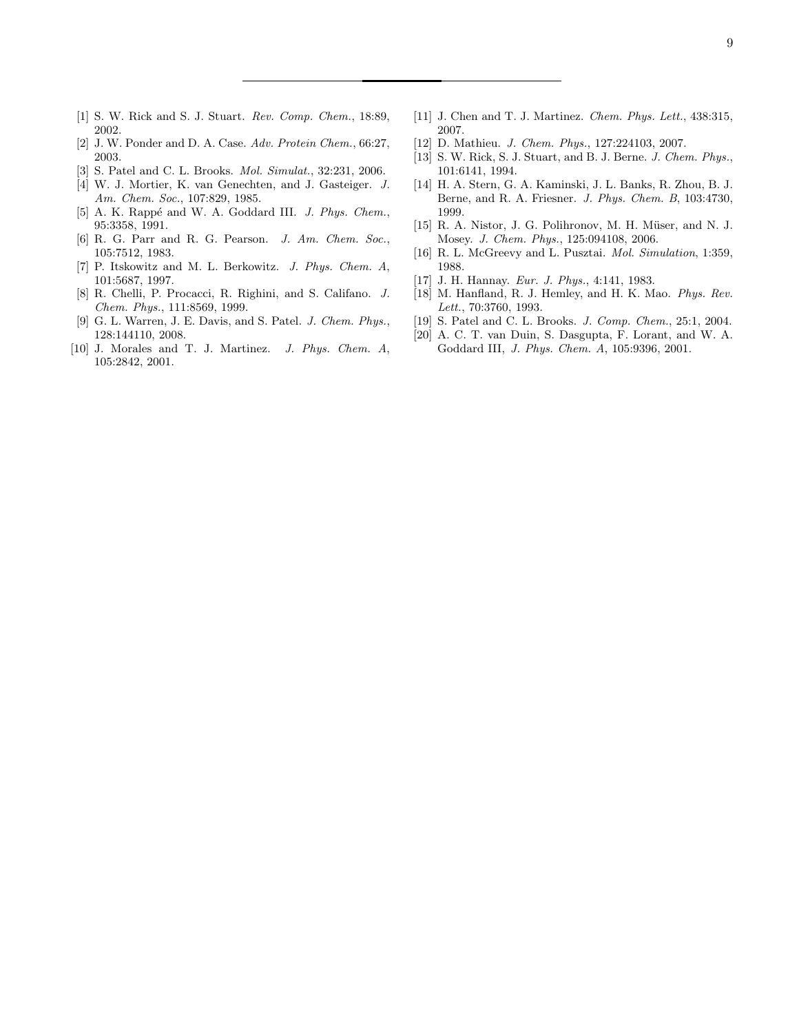[1] S. W. Rick and S. J. Stuart. *Rev. Comp. Chem.*, 18:89, 2002.

[2] J. W. Ponder and D. A. Case. *Adv. Protein Chem.*, 66:27, 2003.

[3] S. Patel and C. L. Brooks. *Mol. Simulat.*, 32:231, 2006.

[4] W. J. Mortier, K. van Genechten, and J. Gasteiger. *J. Am. Chem. Soc.*, 107:829, 1985.

[5] A. K. Rappé and W. A. Goddard III. *J. Phys. Chem.*, 95:3358, 1991.

[6] R. G. Parr and R. G. Pearson. *J. Am. Chem. Soc.*, 105:7512, 1983.

[7] P. Itskowitz and M. L. Berkowitz. *J. Phys. Chem. A*, 101:5687, 1997.

[8] R. Chelli, P. Procacci, R. Righini, and S. Califano. *J. Chem. Phys.*, 111:8569, 1999.

[9] G. L. Warren, J. E. Davis, and S. Patel. *J. Chem. Phys.*, 128:144110, 2008.

[10] J. Morales and T. J. Martinez. *J. Phys. Chem. A*, 105:2842, 2001.

[11] J. Chen and T. J. Martinez. *Chem. Phys. Lett.*, 438:315, 2007.

[12] D. Mathieu. *J. Chem. Phys.*, 127:224103, 2007.

[13] S. W. Rick, S. J. Stuart, and B. J. Berne. *J. Chem. Phys.*, 101:6141, 1994.

[14] H. A. Stern, G. A. Kaminski, J. L. Banks, R. Zhou, B. J. Berne, and R. A. Friesner. *J. Phys. Chem. B*, 103:4730, 1999.

[15] R. A. Nistor, J. G. Polihronov, M. H. Müser, and N. J. Mosey. *J. Chem. Phys.*, 125:094108, 2006.

[16] R. L. McGreevy and L. Pusztai. *Mol. Simulation*, 1:359, 1988.

[17] J. H. Hannay. *Eur. J. Phys.*, 4:141, 1983.

[18] M. Hanfland, R. J. Hemley, and H. K. Mao. *Phys. Rev. Lett.*, 70:3760, 1993.

[19] S. Patel and C. L. Brooks. *J. Comp. Chem.*, 25:1, 2004.

[20] A. C. T. van Duin, S. Dasgupta, F. Lorant, and W. A. Goddard III, *J. Phys. Chem. A*, 105:9396, 2001.